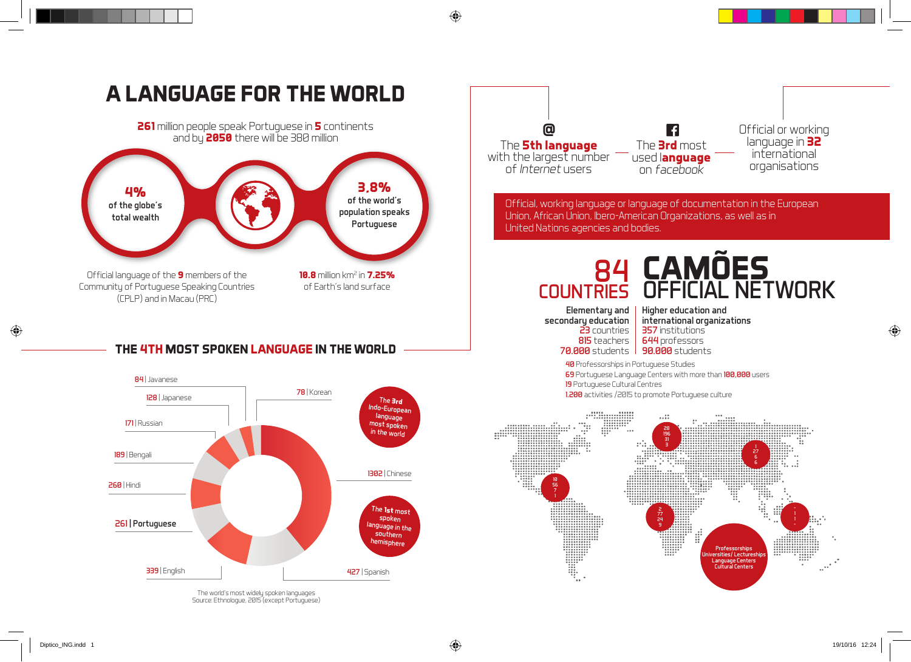# A LANGUAGE FOR THE WORLD

**261** million people speak Portuguese in **5** continents and by **2050** there will be 380 million

**4%** of the globe's total wealth

**3.8%** of the world's population speaks Portuguese

Official language of the **9** members of the Community of Portuguese Speaking Countries (CPLP) and in Macau (PRC)

**10.8** million km² in **7.25%** of Earth's land surface

## THE 4TH MOST SPOKEN LANGUAGE IN THE WORLD

- 84 | Javanese
- 128 | Japanese
- 171 | Russian
- 189 | Bengali
- 260 | Hindi
- **261 | Portuguese**
- 339 | English
- 427 | Spanish
- 1302 | Chinese
- 78 | Korean

The **3rd** Indo-European language most spoken in the world

The **1st** most spoken language in the southern hemisphere

The world's most widely spoken languages
Source: Ethnologue, 2015 (except Portuguese)

The **5th language** with the largest number of *Internet* users

The **3rd** most used **language** on *facebook*

Official or working language in **32** international organisations

Official, working language or language of documentation in the European Union, African Union, Ibero-American Organizations, as well as in United Nations agencies and bodies.

## 84 COUNTRIES CAMÕES OFFICIAL NETWORK

| Elementary and secondary education | Higher education and international organizations |
| --- | --- |
| **23** countries | **357** institutions |
| **815** teachers | **644** professors |
| **70.000** students | **90.000** students |

**40** Professorships in Portuguese Studies
**69** Portuguese Language Centers with more than **100,000** users
**19** Portuguese Cultural Centres
**1.200** activities /2015 to promote Portuguese culture

Professorships
Universities/ Lectureships
Language Centers
Cultural Centers

- 10 / 56 / 7 / 1
- 28 / 196 / 31 / 3
- 1 / 27 / 6 / 6
- 2 / 77 / 24 / 9
- - / 1 / 1 / -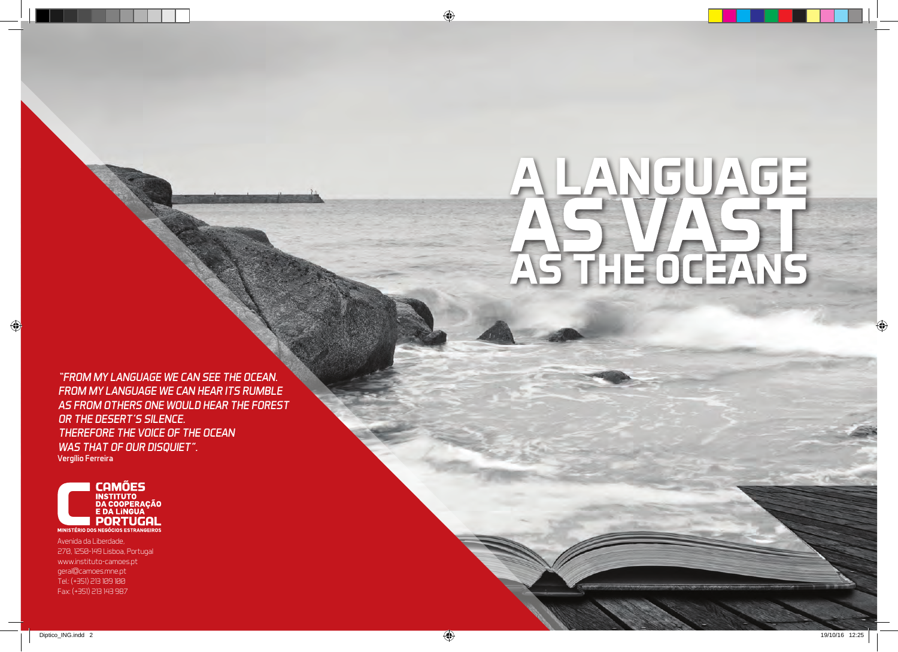# A LANGUAGE AS VAST AS THE OCEANS

*"FROM MY LANGUAGE WE CAN SEE THE OCEAN.
FROM MY LANGUAGE WE CAN HEAR ITS RUMBLE
AS FROM OTHERS ONE WOULD HEAR THE FOREST
OR THE DESERT'S SILENCE.
THEREFORE THE VOICE OF THE OCEAN
WAS THAT OF OUR DISQUIET".*

**Vergílio Ferreira**

CAMÕES
INSTITUTO
DA COOPERAÇÃO
E DA LÍNGUA
PORTUGAL
MINISTÉRIO DOS NEGÓCIOS ESTRANGEIROS

Avenida da Liberdade,
270, 1250-149 Lisboa, Portugal
www.instituto-camoes.pt
geral@camoes.mne.pt
Tel.: (+351) 213 109 100
Fax: (+351) 213 143 987